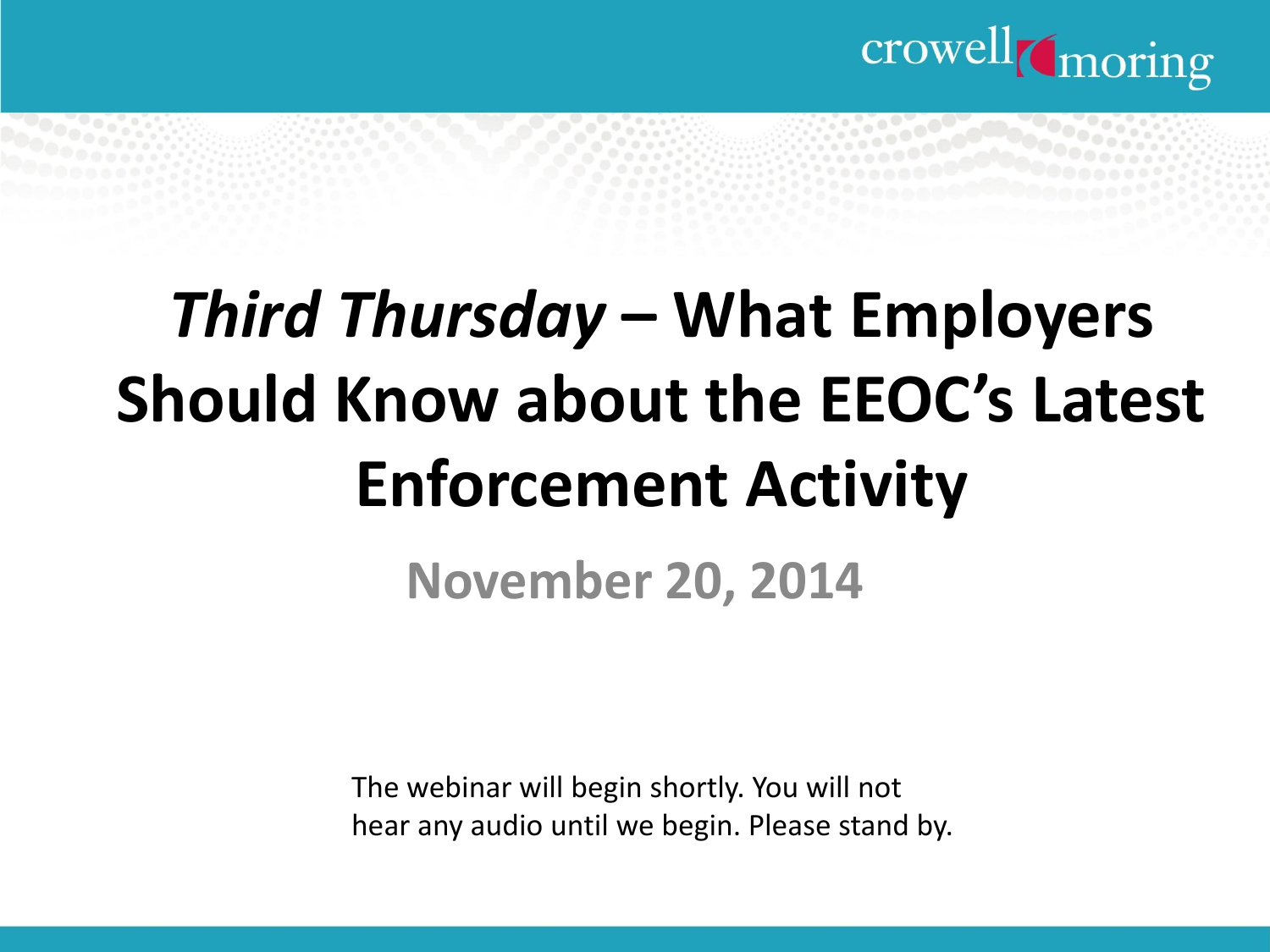crowell moring

# *Third Thursday* – What Employers Should Know about the EEOC's Latest Enforcement Activity

## November 20, 2014

The webinar will begin shortly. You will not hear any audio until we begin. Please stand by.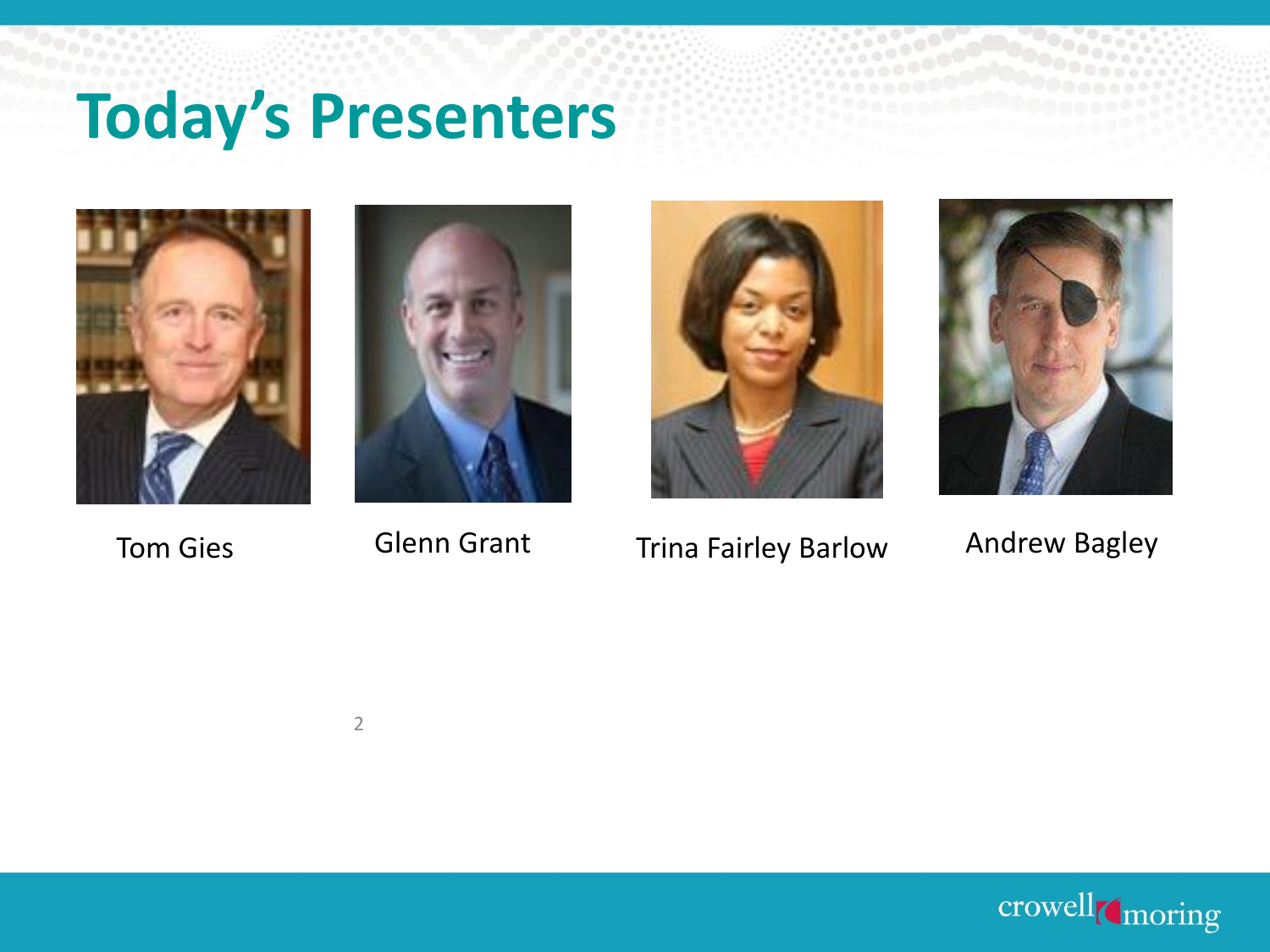# Today's Presenters

Tom Gies

Glenn Grant

Trina Fairley Barlow

Andrew Bagley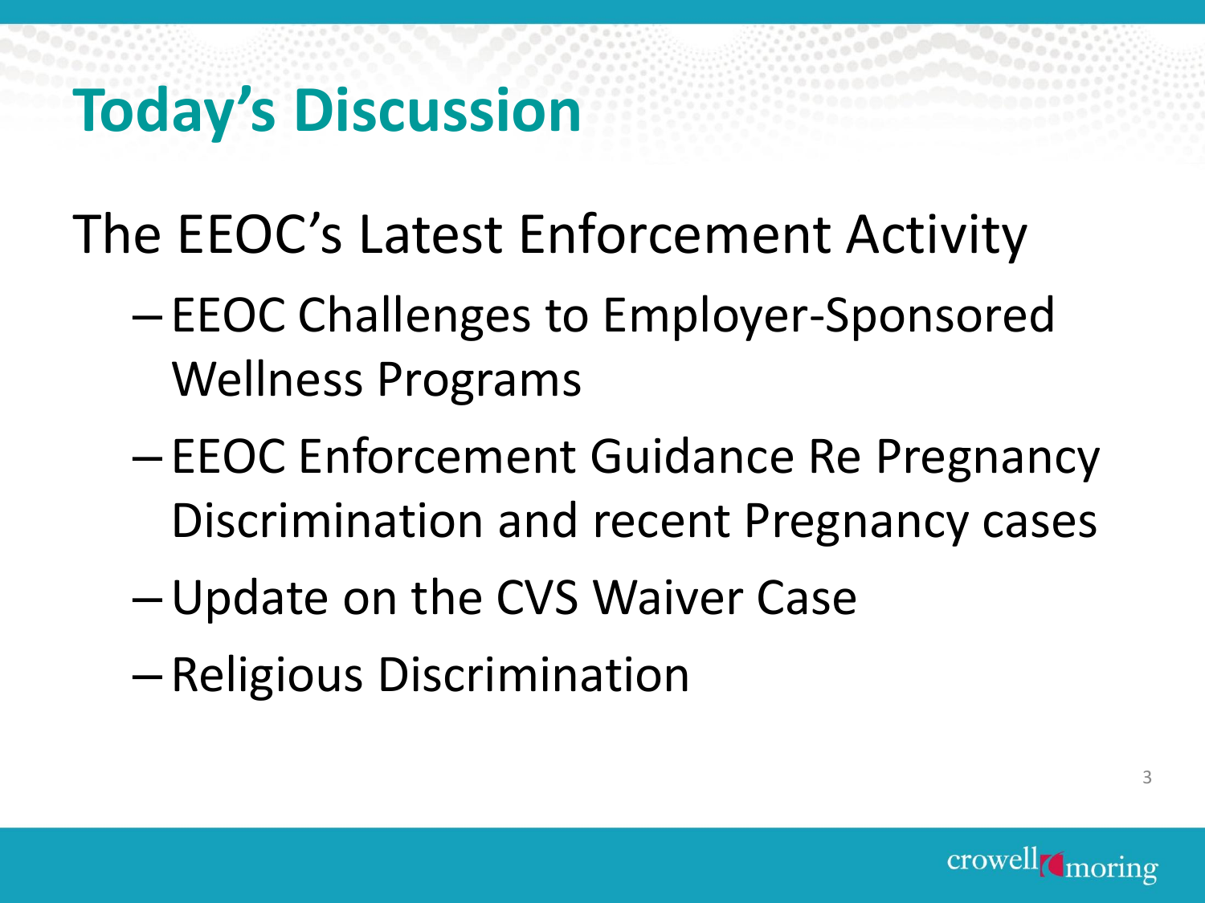# Today's Discussion

The EEOC's Latest Enforcement Activity

- EEOC Challenges to Employer-Sponsored Wellness Programs
- EEOC Enforcement Guidance Re Pregnancy Discrimination and recent Pregnancy cases
- Update on the CVS Waiver Case
- Religious Discrimination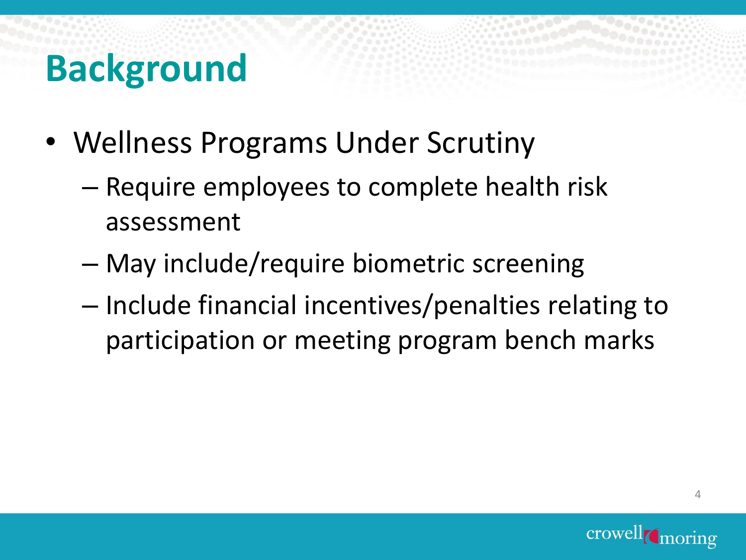# Background

- Wellness Programs Under Scrutiny
  - Require employees to complete health risk assessment
  - May include/require biometric screening
  - Include financial incentives/penalties relating to participation or meeting program bench marks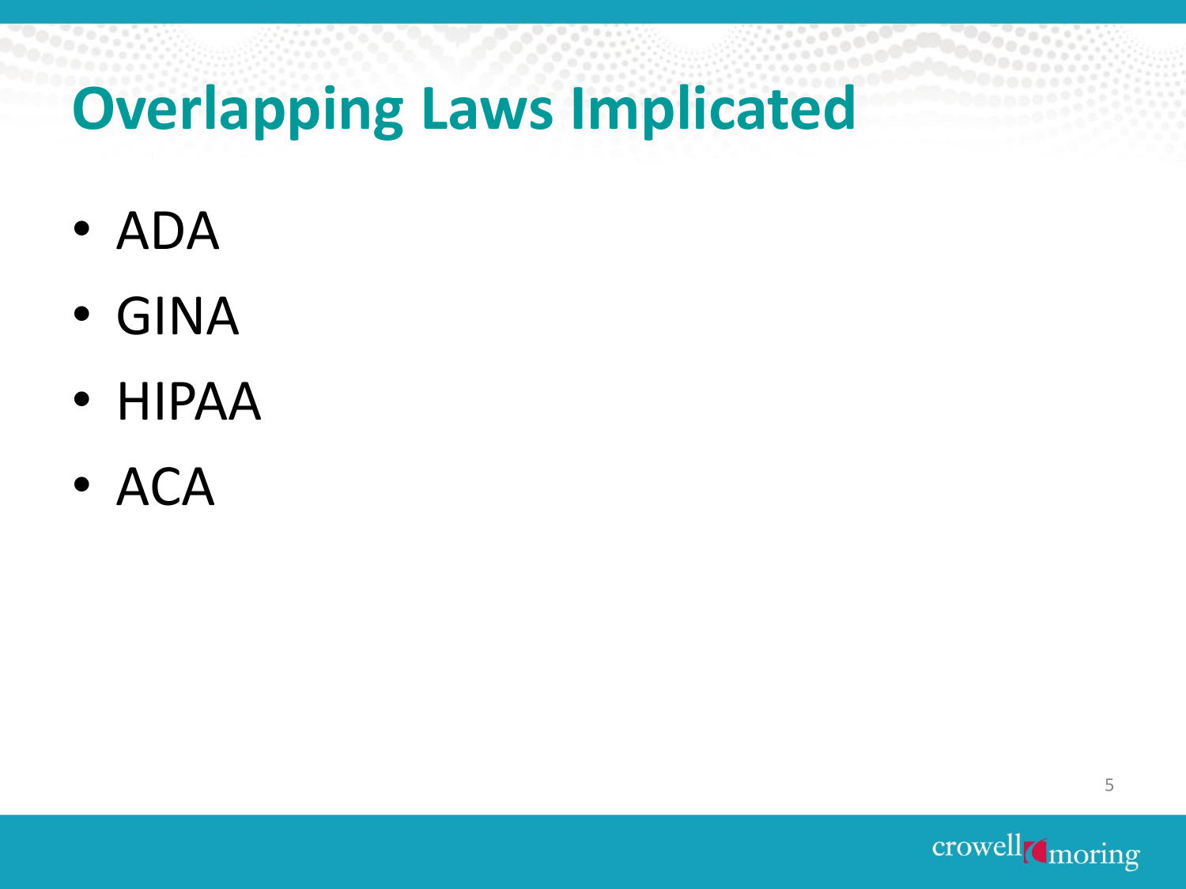# Overlapping Laws Implicated

- ADA
- GINA
- HIPAA
- ACA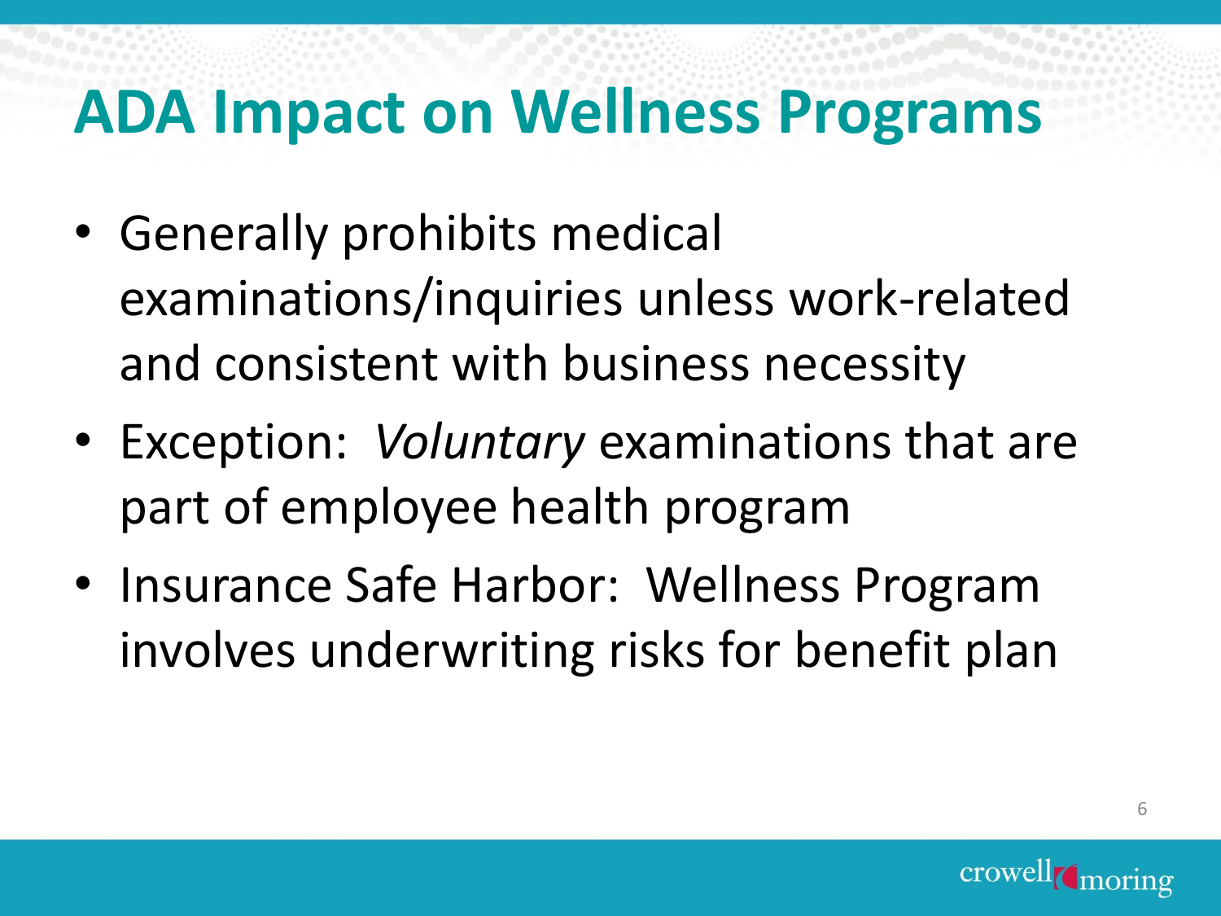# ADA Impact on Wellness Programs

- Generally prohibits medical examinations/inquiries unless work-related and consistent with business necessity
- Exception: *Voluntary* examinations that are part of employee health program
- Insurance Safe Harbor: Wellness Program involves underwriting risks for benefit plan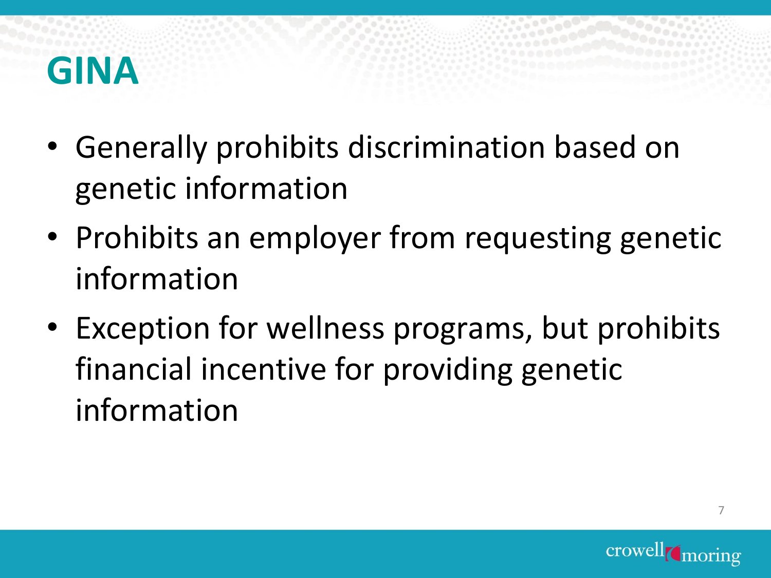# GINA

- Generally prohibits discrimination based on genetic information
- Prohibits an employer from requesting genetic information
- Exception for wellness programs, but prohibits financial incentive for providing genetic information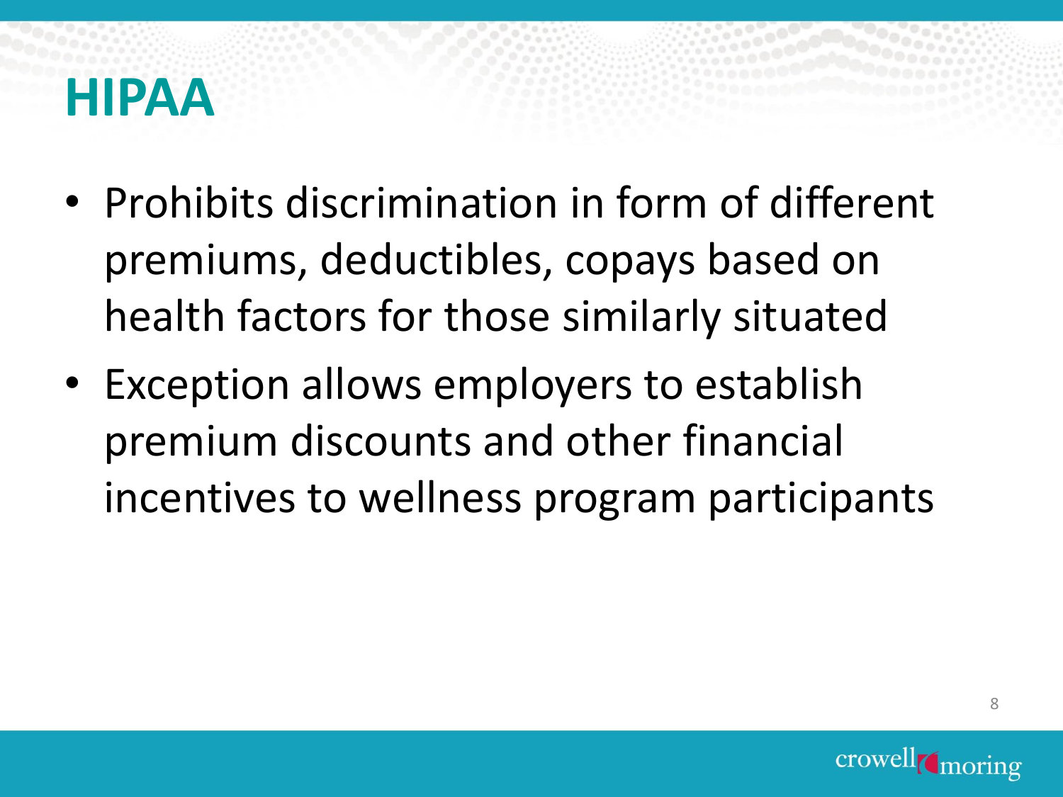# HIPAA

- Prohibits discrimination in form of different premiums, deductibles, copays based on health factors for those similarly situated
- Exception allows employers to establish premium discounts and other financial incentives to wellness program participants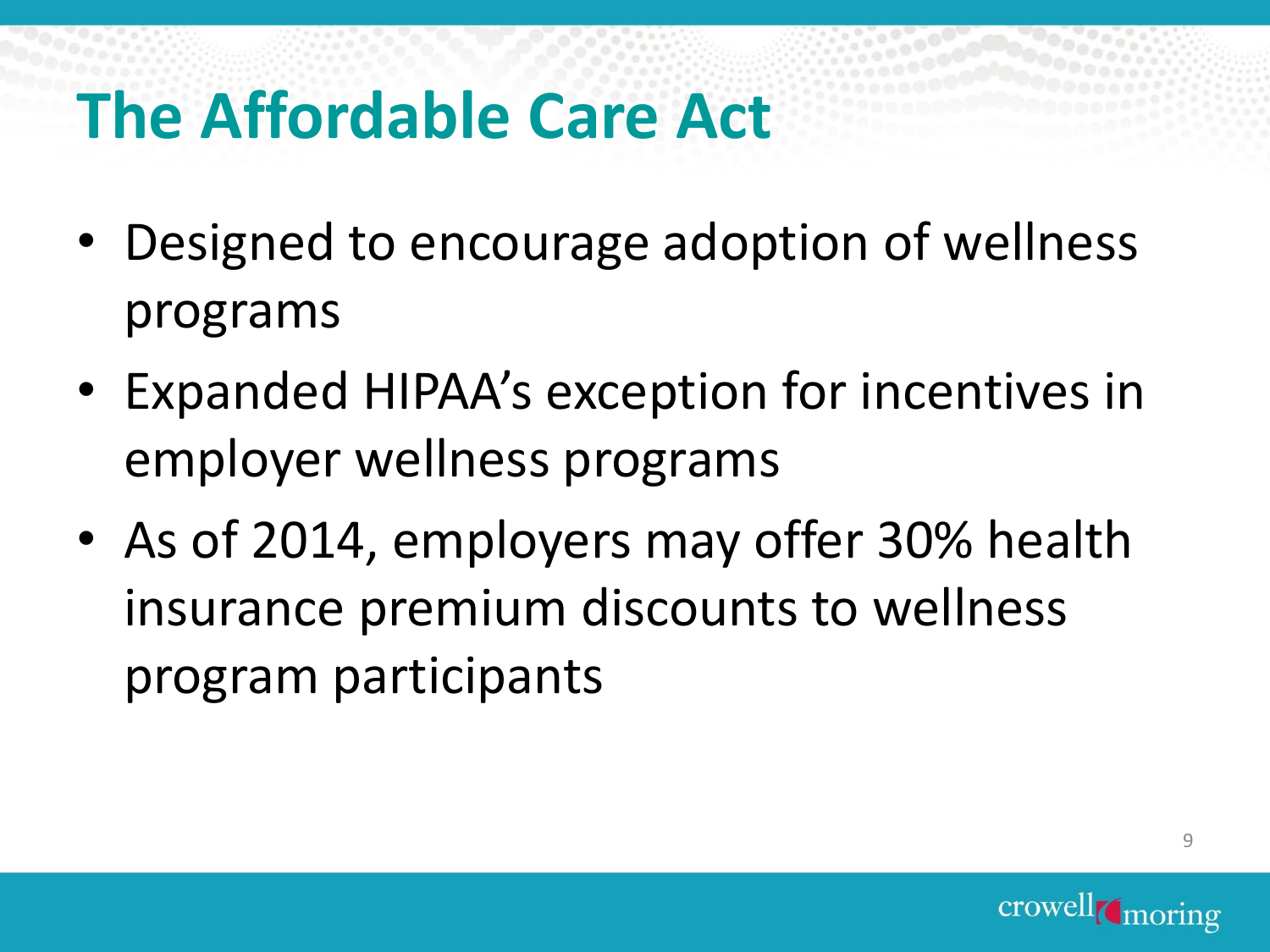# The Affordable Care Act

- Designed to encourage adoption of wellness programs
- Expanded HIPAA's exception for incentives in employer wellness programs
- As of 2014, employers may offer 30% health insurance premium discounts to wellness program participants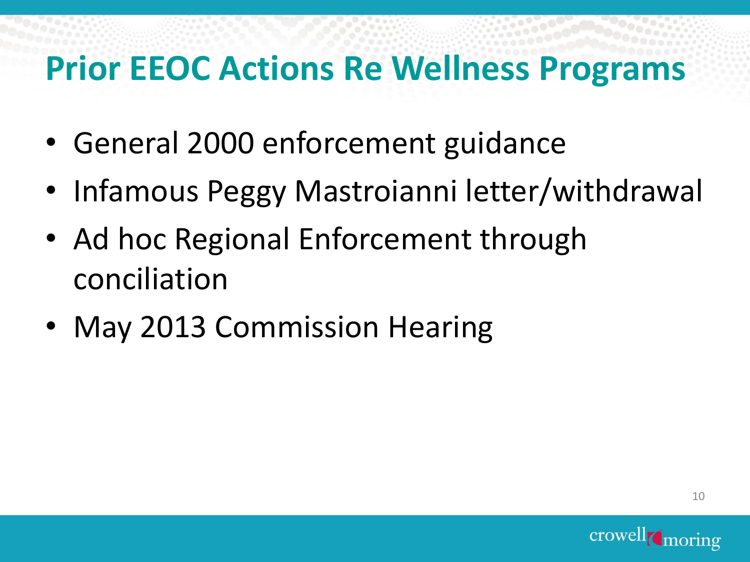# Prior EEOC Actions Re Wellness Programs

- General 2000 enforcement guidance
- Infamous Peggy Mastroianni letter/withdrawal
- Ad hoc Regional Enforcement through conciliation
- May 2013 Commission Hearing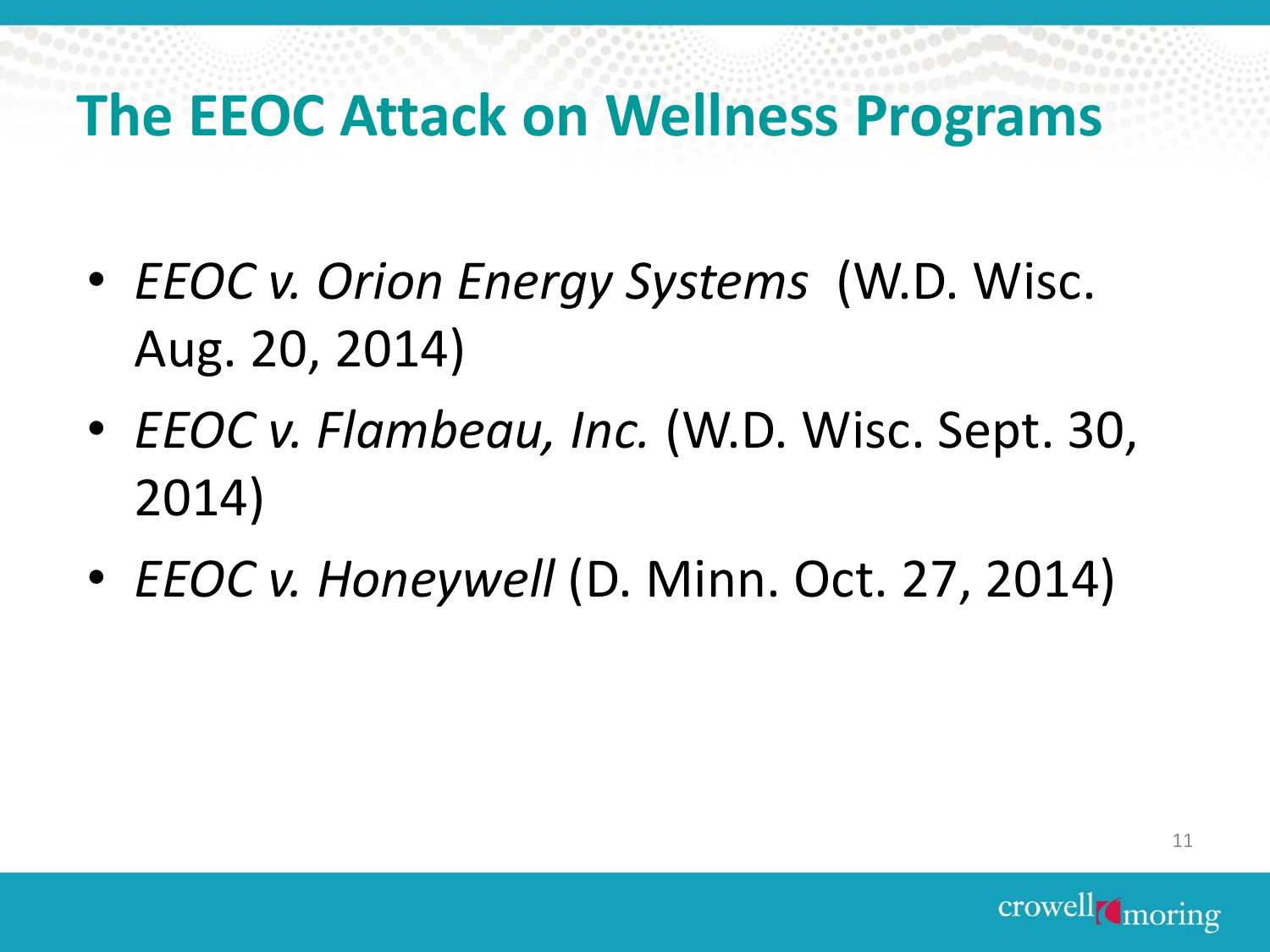# The EEOC Attack on Wellness Programs

- *EEOC v. Orion Energy Systems* (W.D. Wisc. Aug. 20, 2014)
- *EEOC v. Flambeau, Inc.* (W.D. Wisc. Sept. 30, 2014)
- *EEOC v. Honeywell* (D. Minn. Oct. 27, 2014)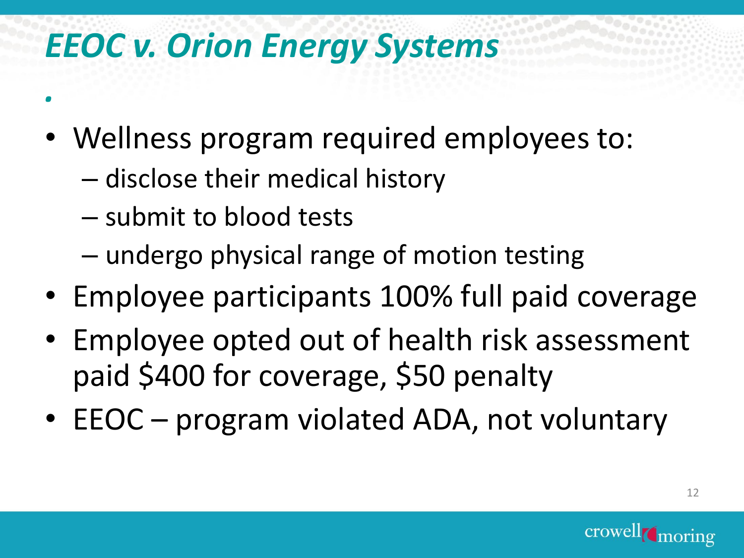# *EEOC v. Orion Energy Systems*

- Wellness program required employees to:
  - disclose their medical history
  - submit to blood tests
  - undergo physical range of motion testing
- Employee participants 100% full paid coverage
- Employee opted out of health risk assessment paid $400 for coverage, $50 penalty
- EEOC – program violated ADA, not voluntary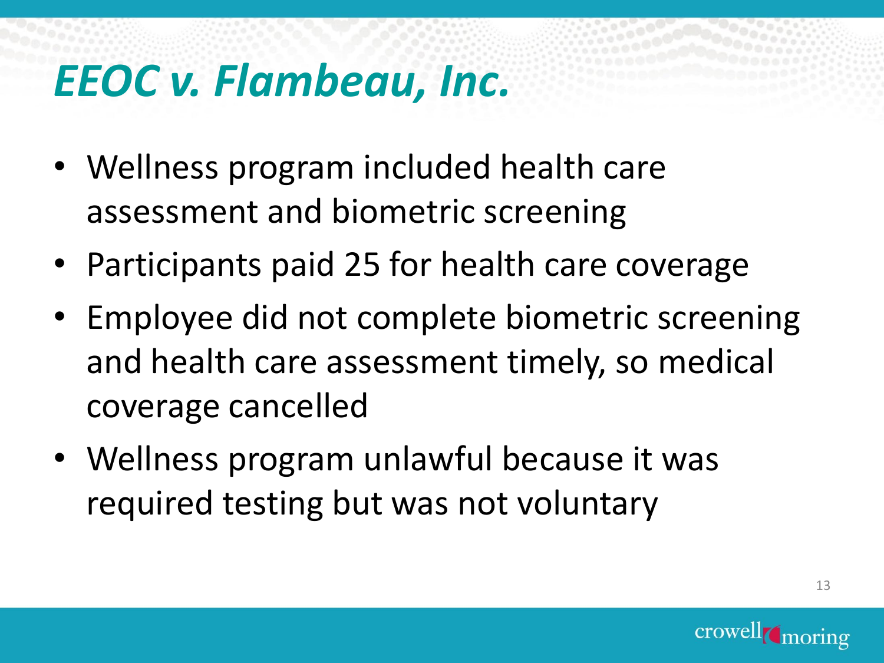# *EEOC v. Flambeau, Inc.*

- Wellness program included health care assessment and biometric screening
- Participants paid 25 for health care coverage
- Employee did not complete biometric screening and health care assessment timely, so medical coverage cancelled
- Wellness program unlawful because it was required testing but was not voluntary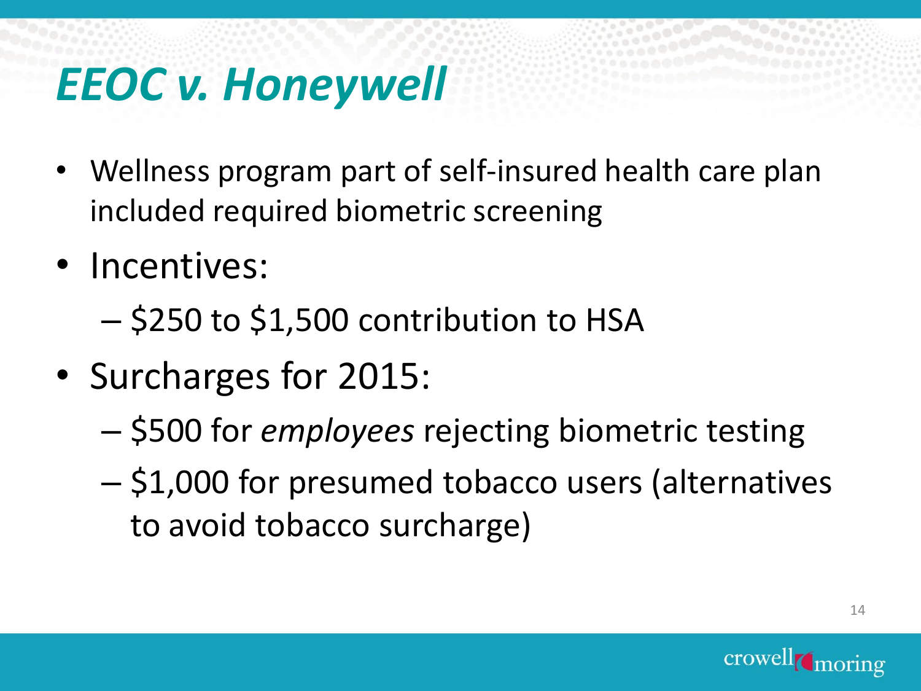# *EEOC v. Honeywell*

- Wellness program part of self-insured health care plan included required biometric screening
- Incentives:
  - $250 to $1,500 contribution to HSA
- Surcharges for 2015:
  - $500 for *employees* rejecting biometric testing
  - $1,000 for presumed tobacco users (alternatives to avoid tobacco surcharge)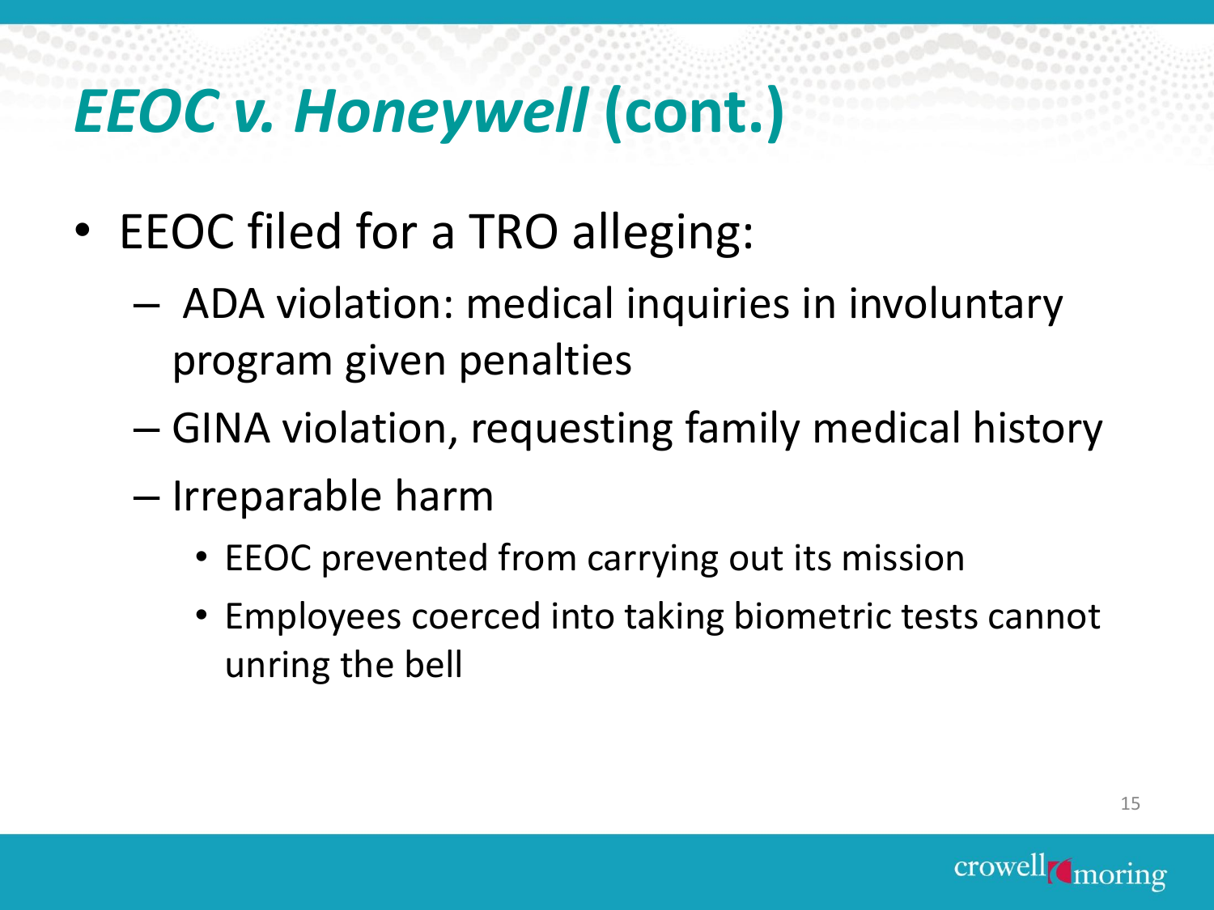# *EEOC v. Honeywell* (cont.)

- EEOC filed for a TRO alleging:
  - ADA violation: medical inquiries in involuntary program given penalties
  - GINA violation, requesting family medical history
  - Irreparable harm
    - EEOC prevented from carrying out its mission
    - Employees coerced into taking biometric tests cannot unring the bell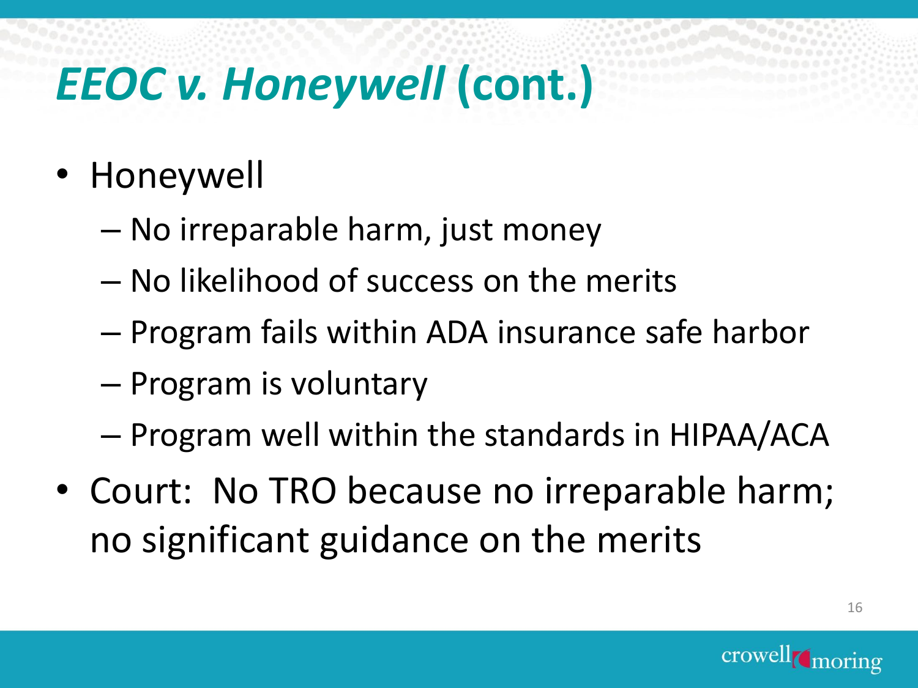# *EEOC v. Honeywell* (cont.)

- Honeywell
  - No irreparable harm, just money
  - No likelihood of success on the merits
  - Program fails within ADA insurance safe harbor
  - Program is voluntary
  - Program well within the standards in HIPAA/ACA
- Court: No TRO because no irreparable harm; no significant guidance on the merits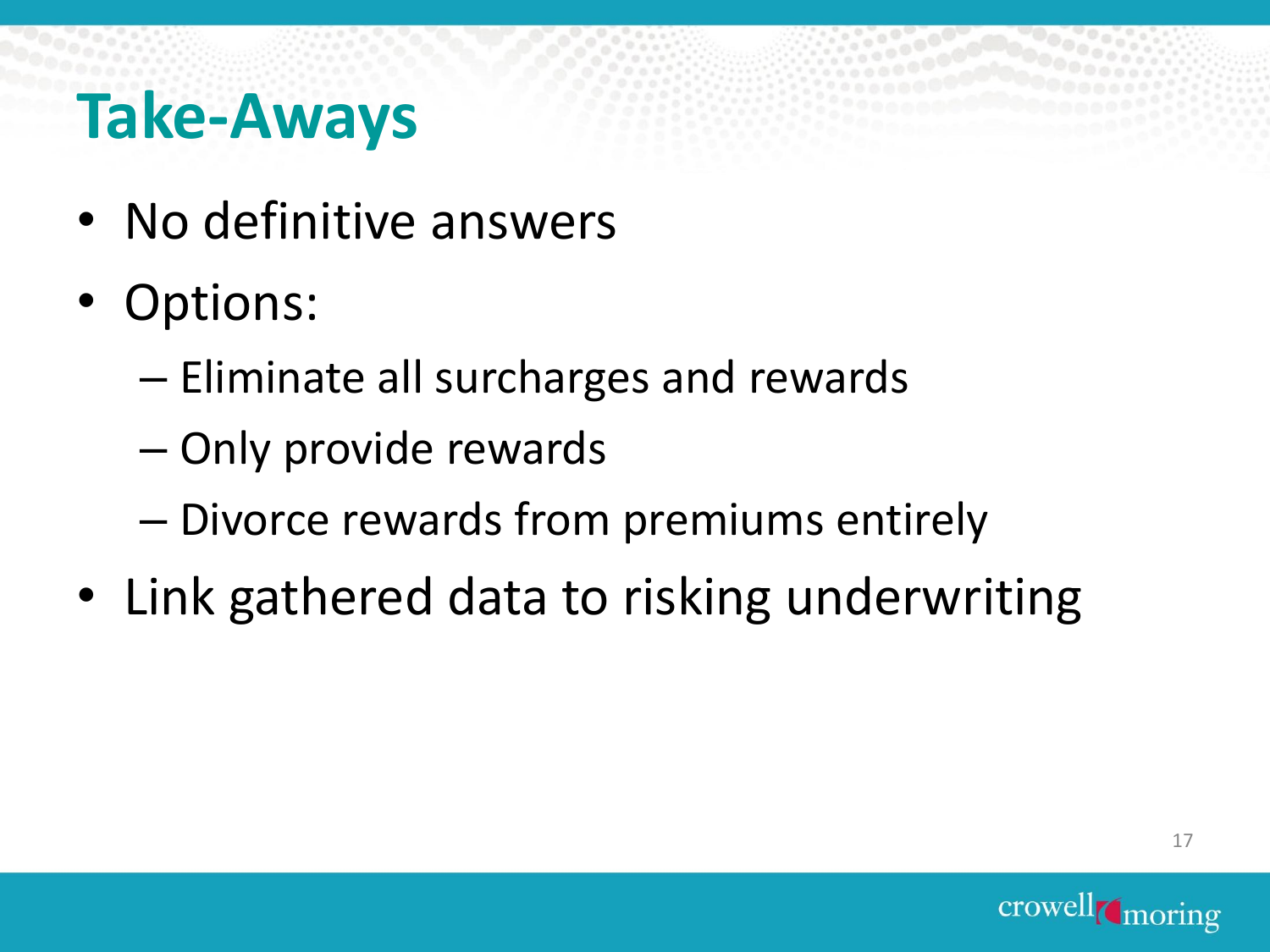# Take-Aways

- No definitive answers
- Options:
  - Eliminate all surcharges and rewards
  - Only provide rewards
  - Divorce rewards from premiums entirely
- Link gathered data to risking underwriting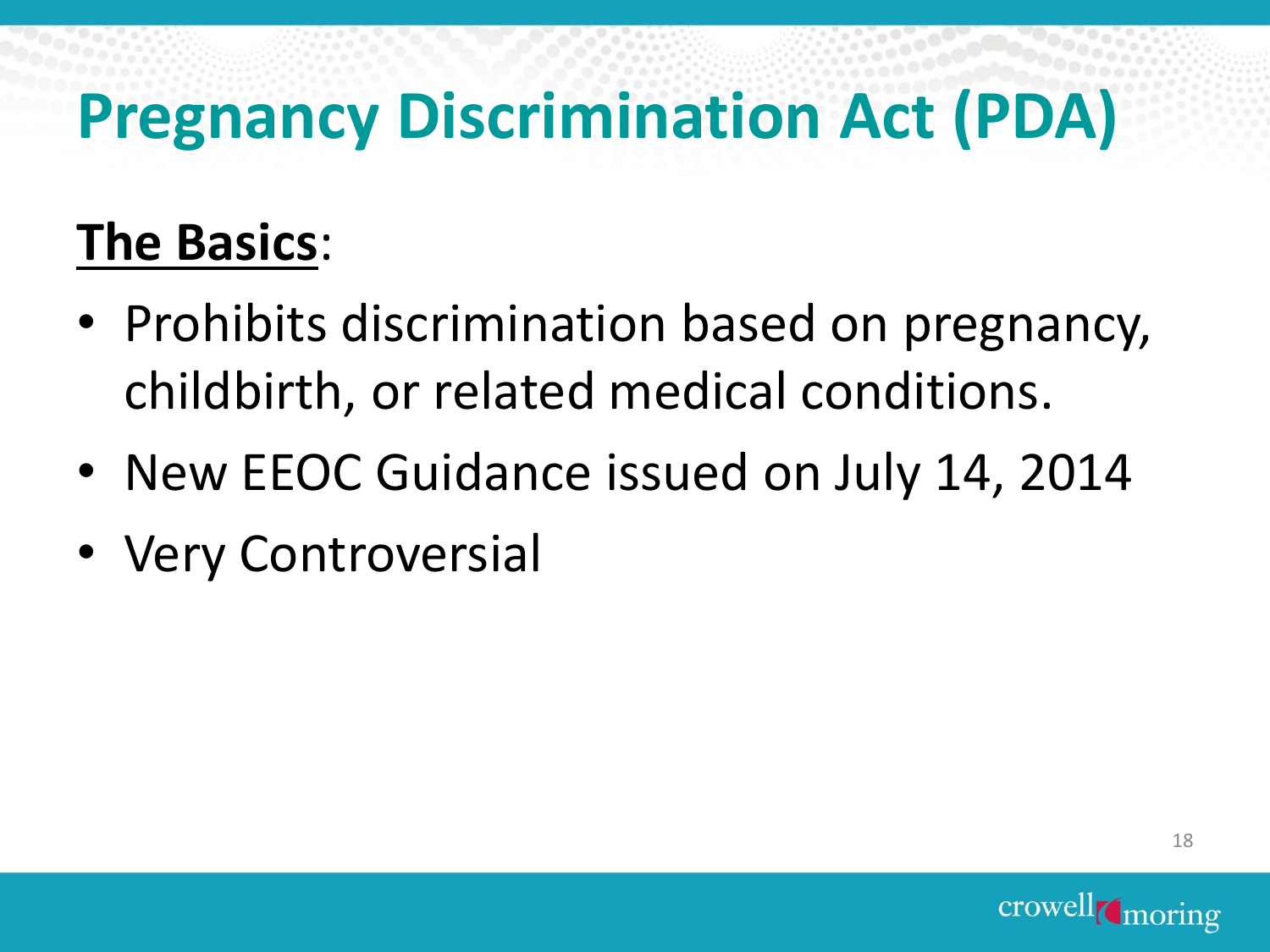# Pregnancy Discrimination Act (PDA)

**The Basics**:

- Prohibits discrimination based on pregnancy, childbirth, or related medical conditions.
- New EEOC Guidance issued on July 14, 2014
- Very Controversial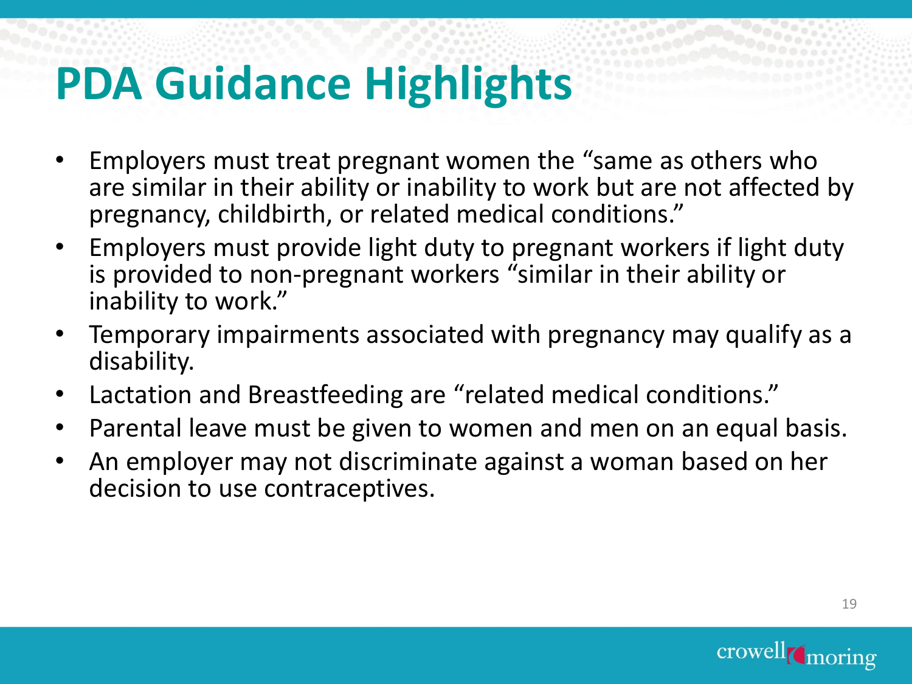# PDA Guidance Highlights

- Employers must treat pregnant women the "same as others who are similar in their ability or inability to work but are not affected by pregnancy, childbirth, or related medical conditions."
- Employers must provide light duty to pregnant workers if light duty is provided to non-pregnant workers "similar in their ability or inability to work."
- Temporary impairments associated with pregnancy may qualify as a disability.
- Lactation and Breastfeeding are "related medical conditions."
- Parental leave must be given to women and men on an equal basis.
- An employer may not discriminate against a woman based on her decision to use contraceptives.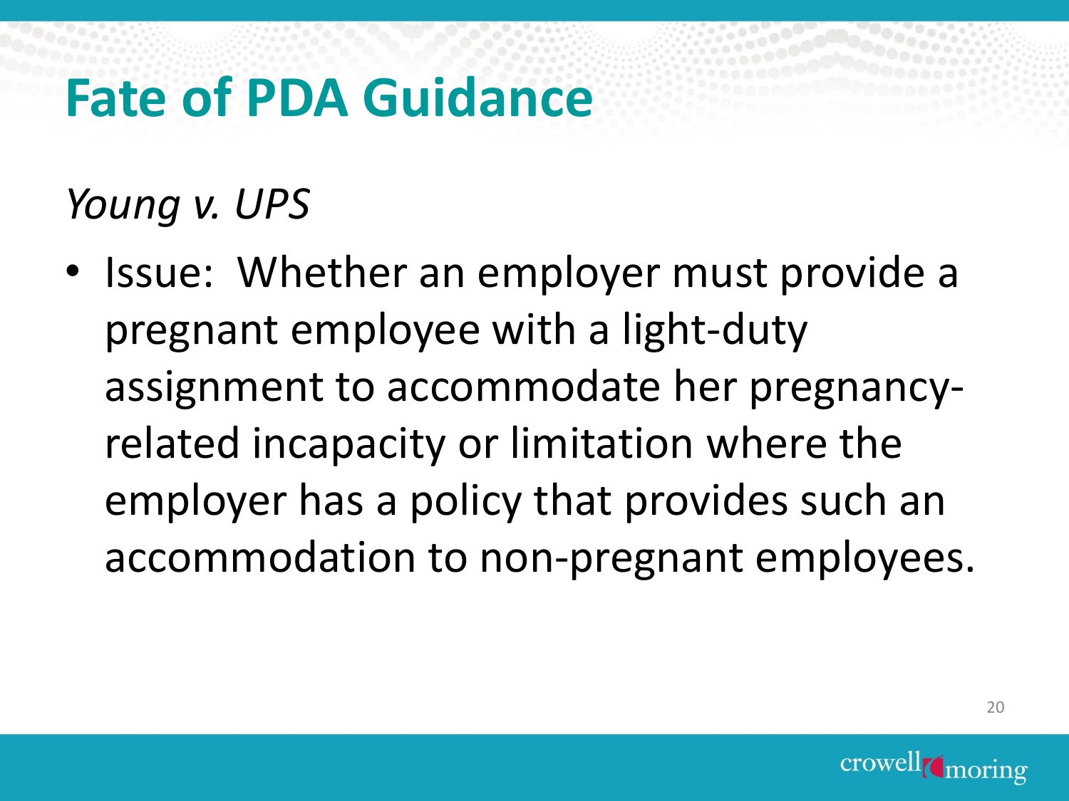# Fate of PDA Guidance

*Young v. UPS*

- Issue: Whether an employer must provide a pregnant employee with a light-duty assignment to accommodate her pregnancy-related incapacity or limitation where the employer has a policy that provides such an accommodation to non-pregnant employees.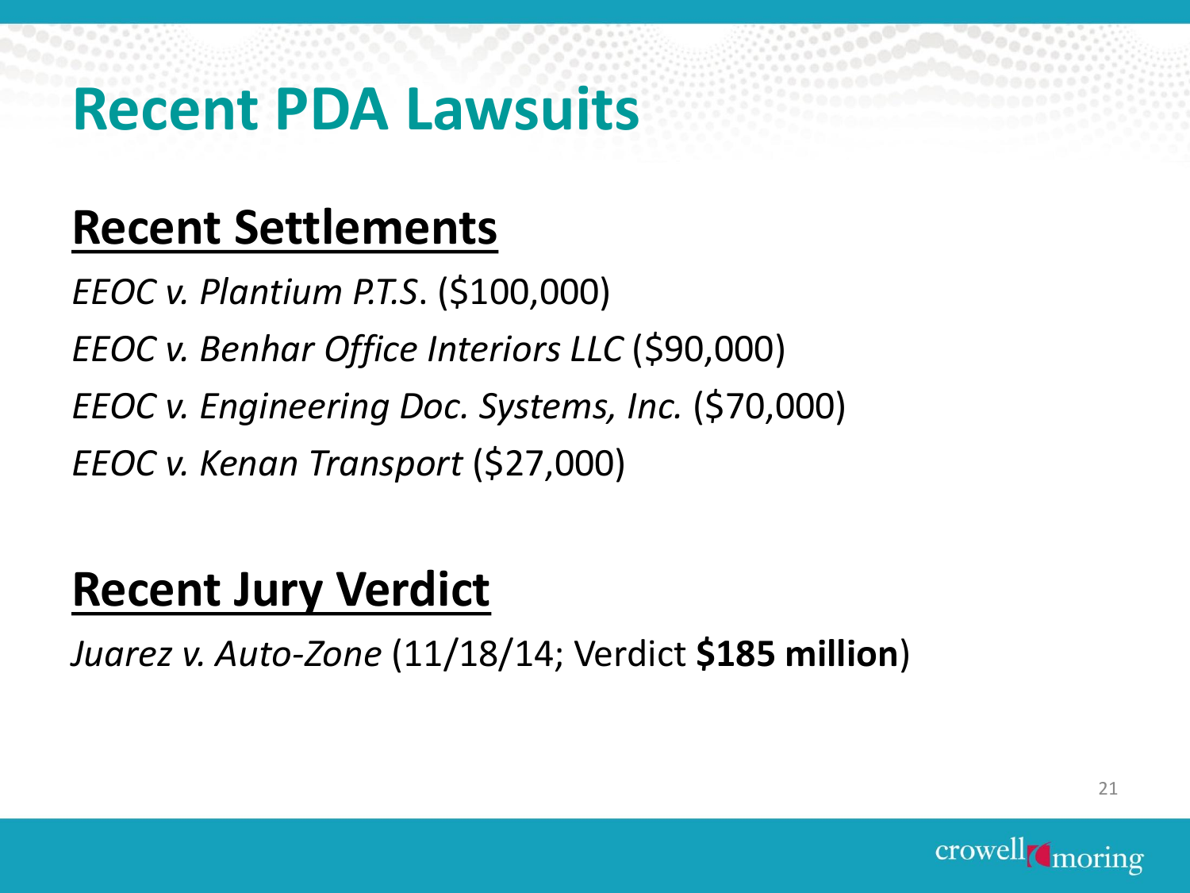# Recent PDA Lawsuits

## Recent Settlements

*EEOC v. Plantium P.T.S*. ($100,000)

*EEOC v. Benhar Office Interiors LLC* ($90,000)

*EEOC v. Engineering Doc. Systems, Inc.* ($70,000)

*EEOC v. Kenan Transport* ($27,000)

## Recent Jury Verdict

*Juarez v. Auto-Zone* (11/18/14; Verdict **$185 million**)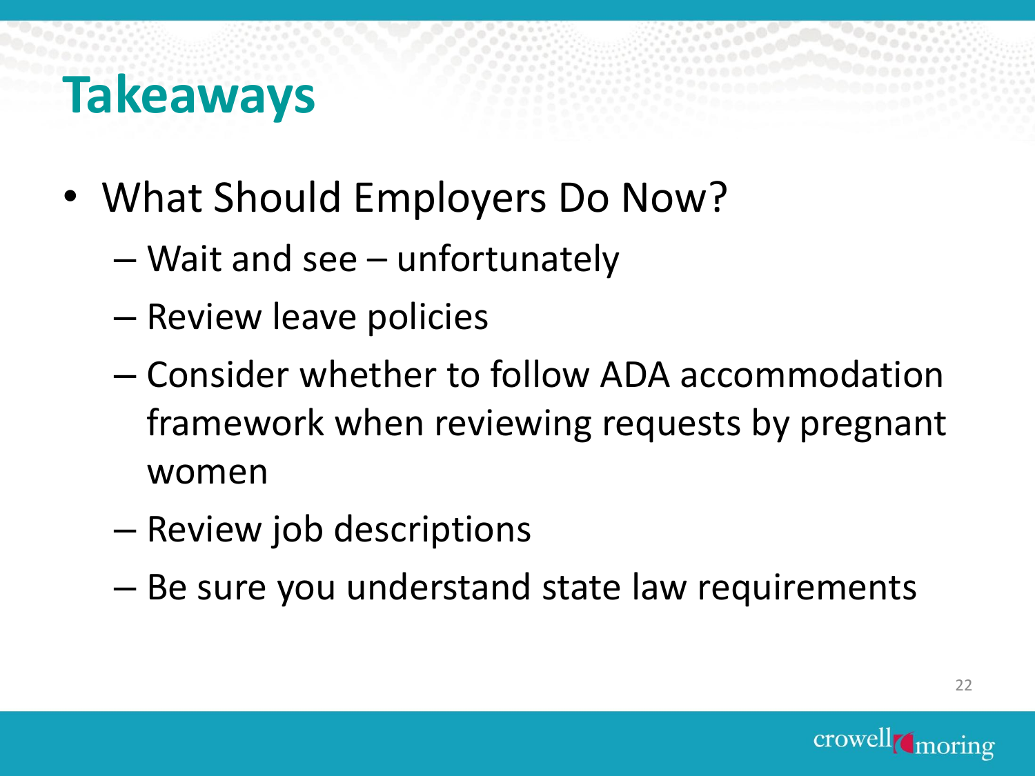# Takeaways

- What Should Employers Do Now?
  - Wait and see – unfortunately
  - Review leave policies
  - Consider whether to follow ADA accommodation framework when reviewing requests by pregnant women
  - Review job descriptions
  - Be sure you understand state law requirements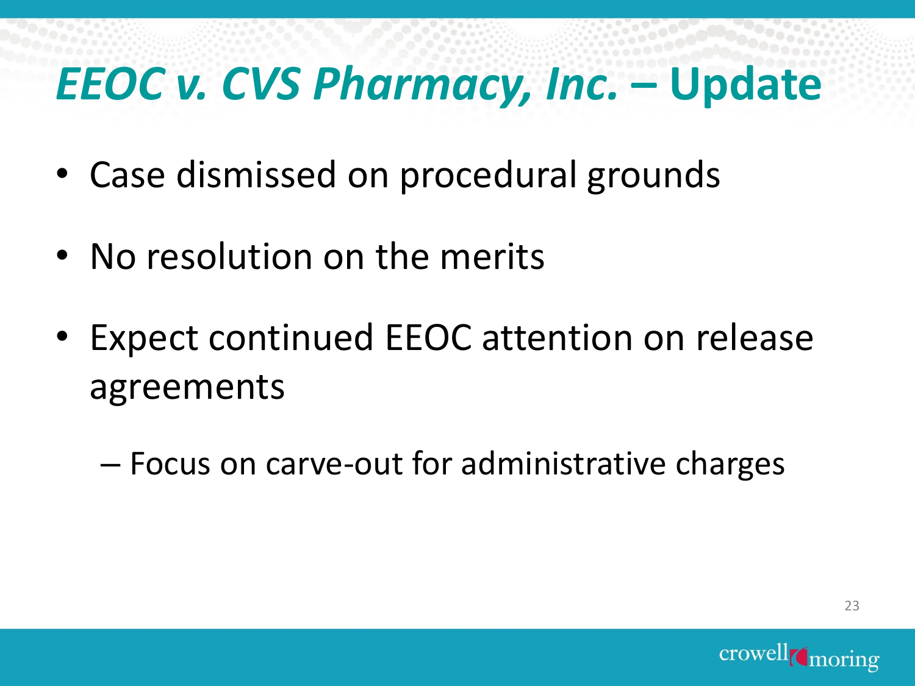# *EEOC v. CVS Pharmacy, Inc.* – Update

- Case dismissed on procedural grounds
- No resolution on the merits
- Expect continued EEOC attention on release agreements
  - Focus on carve-out for administrative charges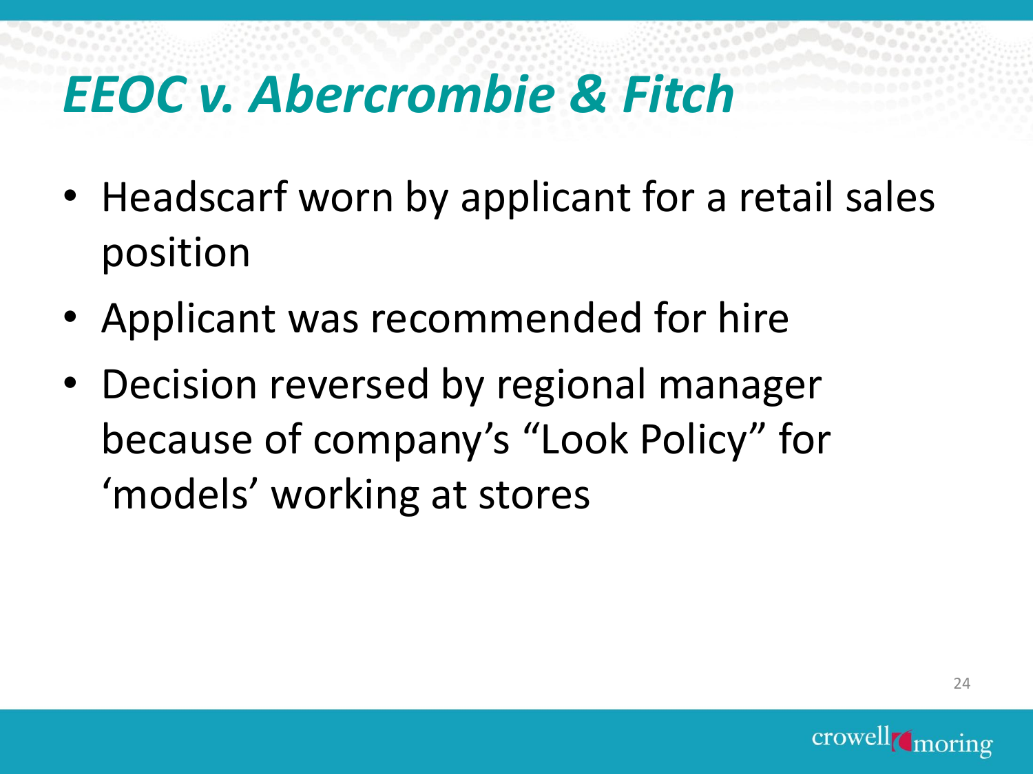# *EEOC v. Abercrombie & Fitch*

- Headscarf worn by applicant for a retail sales position
- Applicant was recommended for hire
- Decision reversed by regional manager because of company's "Look Policy" for 'models' working at stores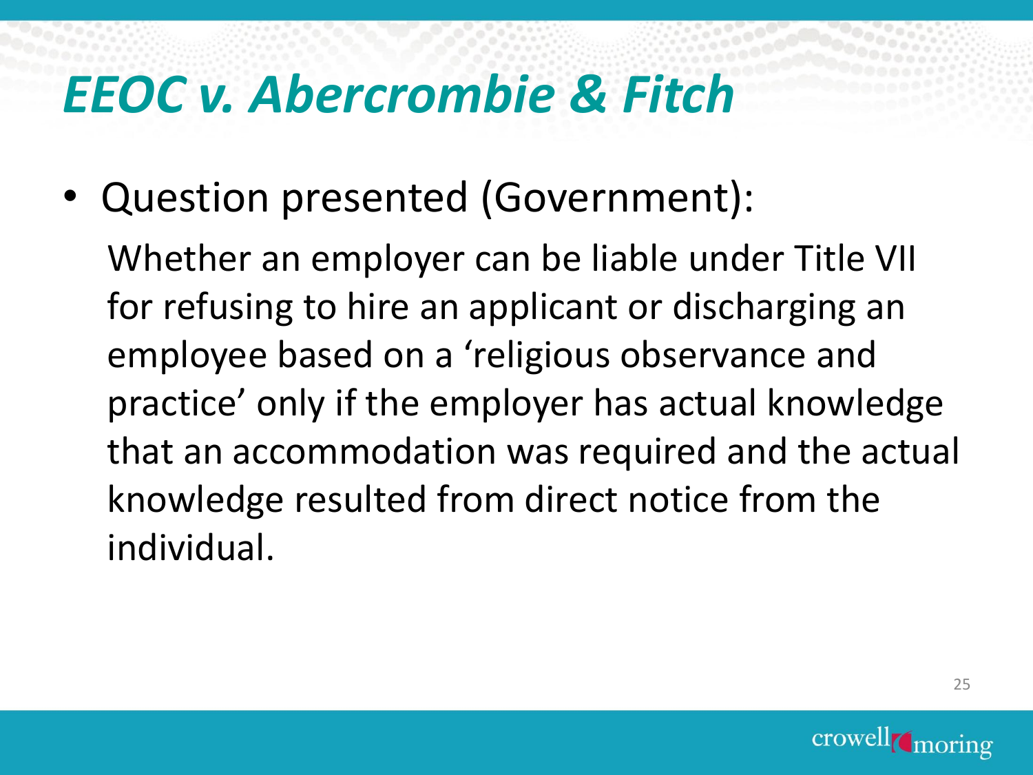# *EEOC v. Abercrombie & Fitch*

- Question presented (Government):

  Whether an employer can be liable under Title VII for refusing to hire an applicant or discharging an employee based on a 'religious observance and practice' only if the employer has actual knowledge that an accommodation was required and the actual knowledge resulted from direct notice from the individual.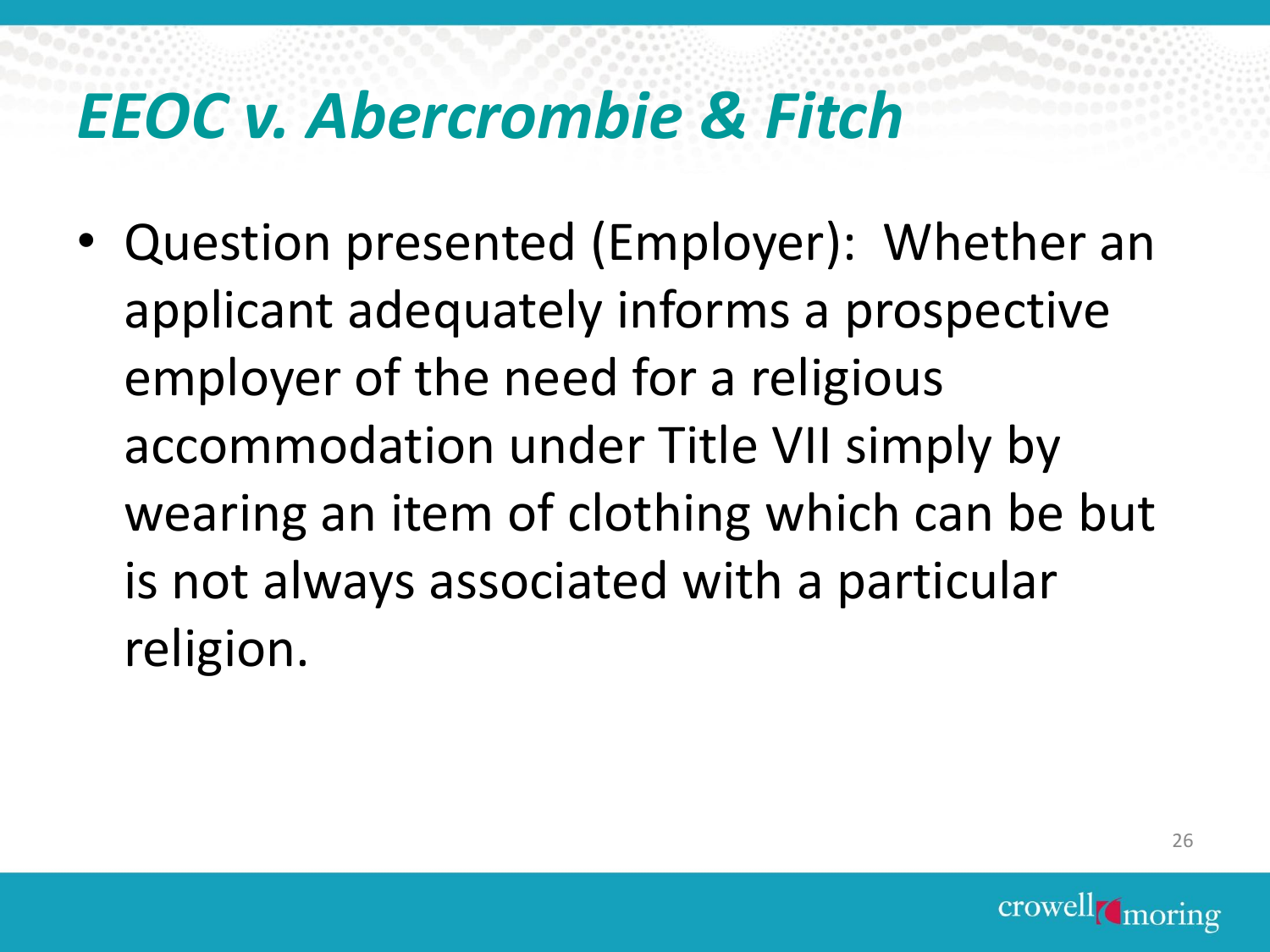# *EEOC v. Abercrombie & Fitch*

- Question presented (Employer): Whether an applicant adequately informs a prospective employer of the need for a religious accommodation under Title VII simply by wearing an item of clothing which can be but is not always associated with a particular religion.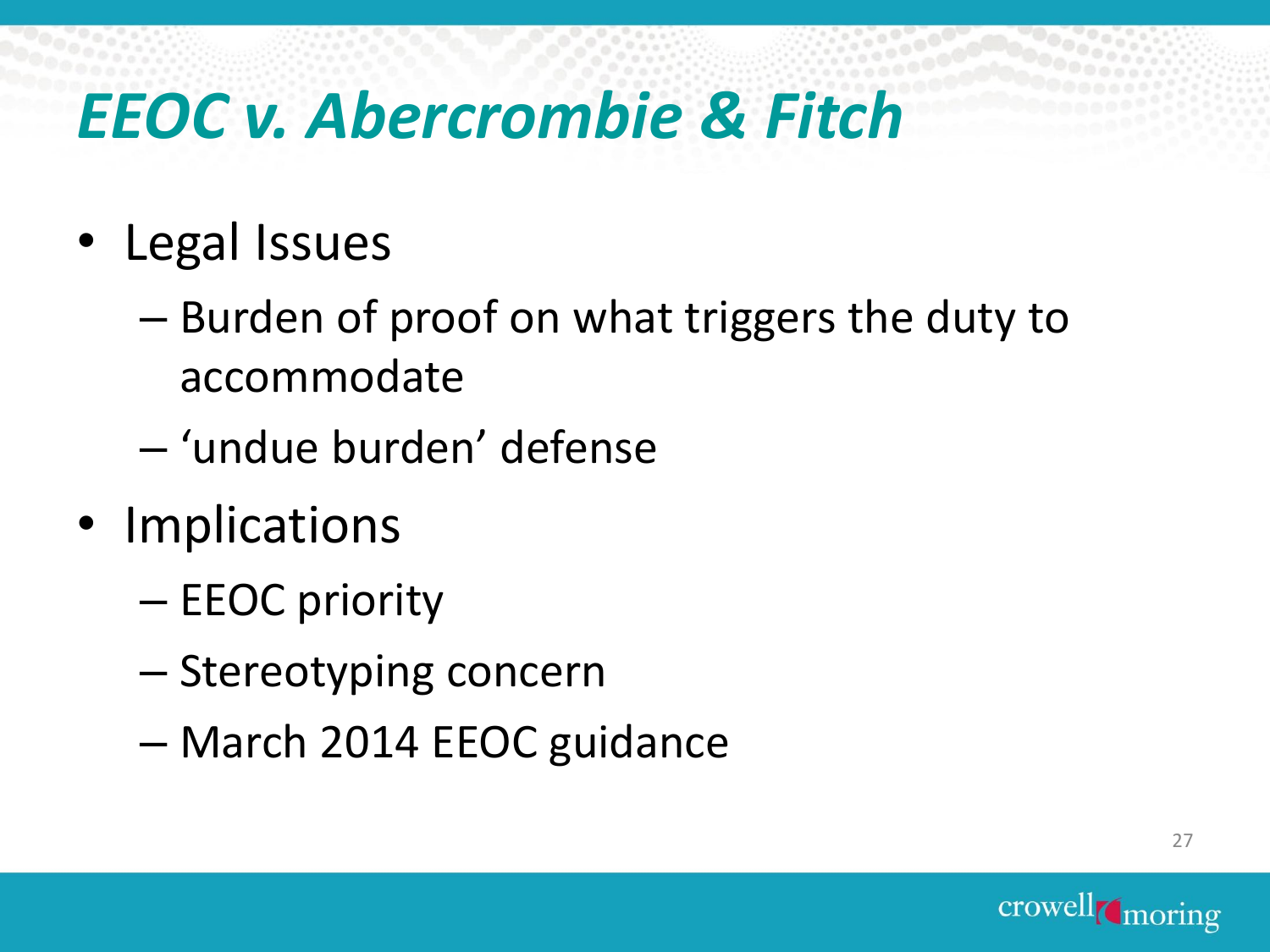# *EEOC v. Abercrombie & Fitch*

- Legal Issues
  - Burden of proof on what triggers the duty to accommodate
  - 'undue burden' defense
- Implications
  - EEOC priority
  - Stereotyping concern
  - March 2014 EEOC guidance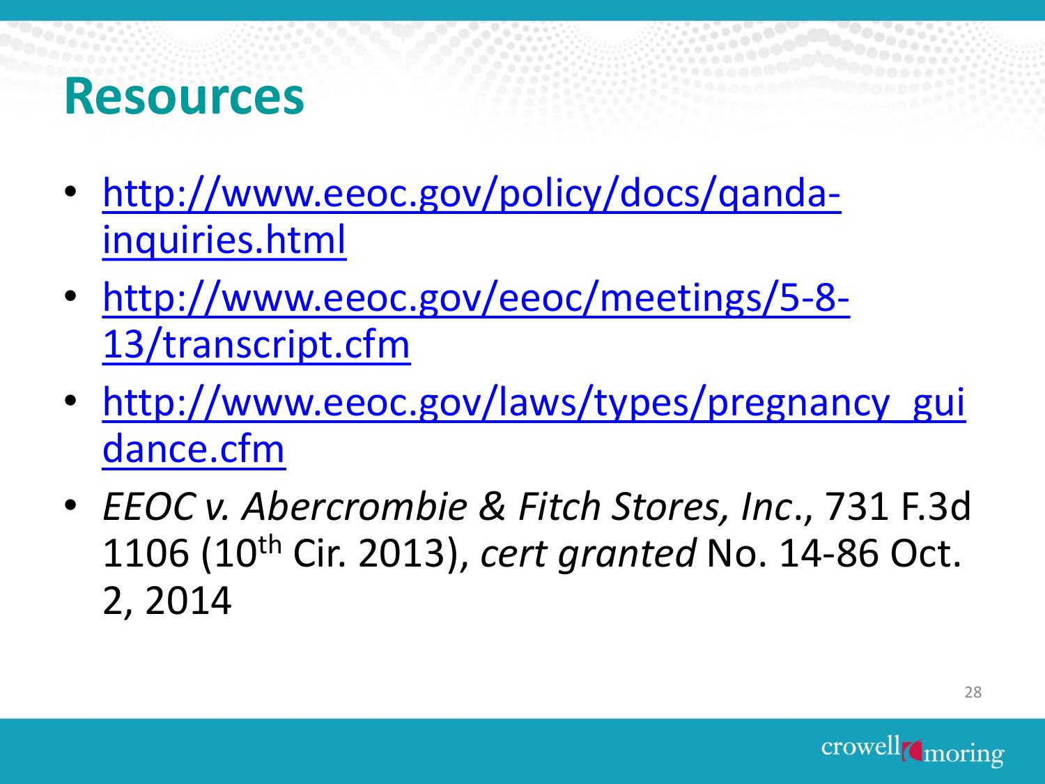# Resources

- http://www.eeoc.gov/policy/docs/qanda-inquiries.html
- http://www.eeoc.gov/eeoc/meetings/5-8-13/transcript.cfm
- http://www.eeoc.gov/laws/types/pregnancy_guidance.cfm
- *EEOC v. Abercrombie & Fitch Stores, Inc*., 731 F.3d 1106 (10th Cir. 2013), *cert granted* No. 14-86 Oct. 2, 2014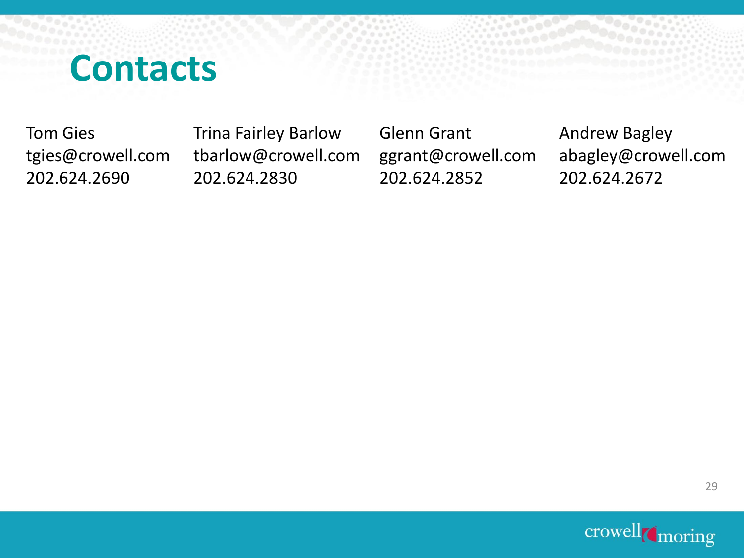# Contacts

Tom Gies
tgies@crowell.com
202.624.2690

Trina Fairley Barlow
tbarlow@crowell.com
202.624.2830

Glenn Grant
ggrant@crowell.com
202.624.2852

Andrew Bagley
abagley@crowell.com
202.624.2672